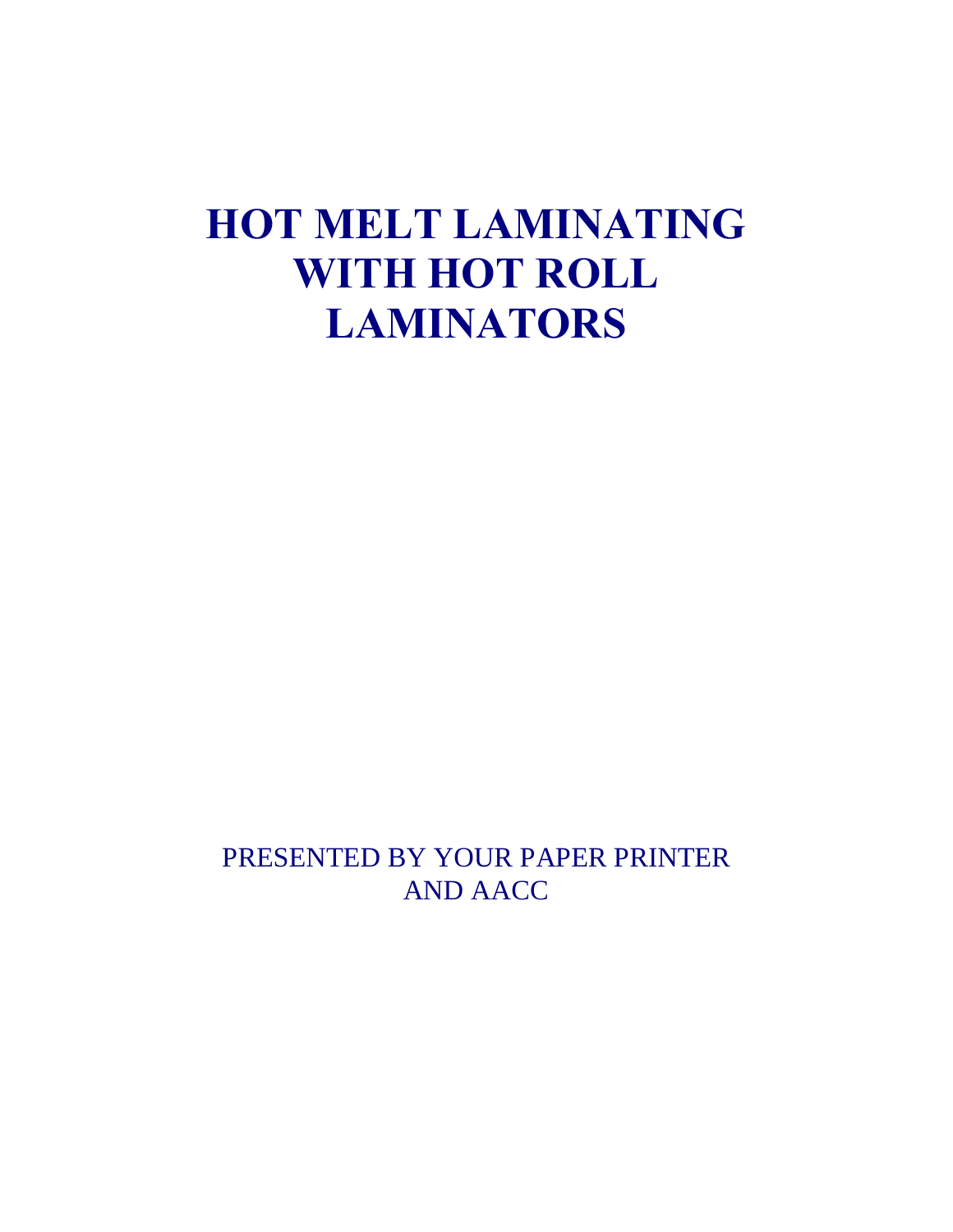# HOT MELT LAMINATING WITH HOT ROLL LAMINATORS

PRESENTED BY YOUR PAPER PRINTER AND AACC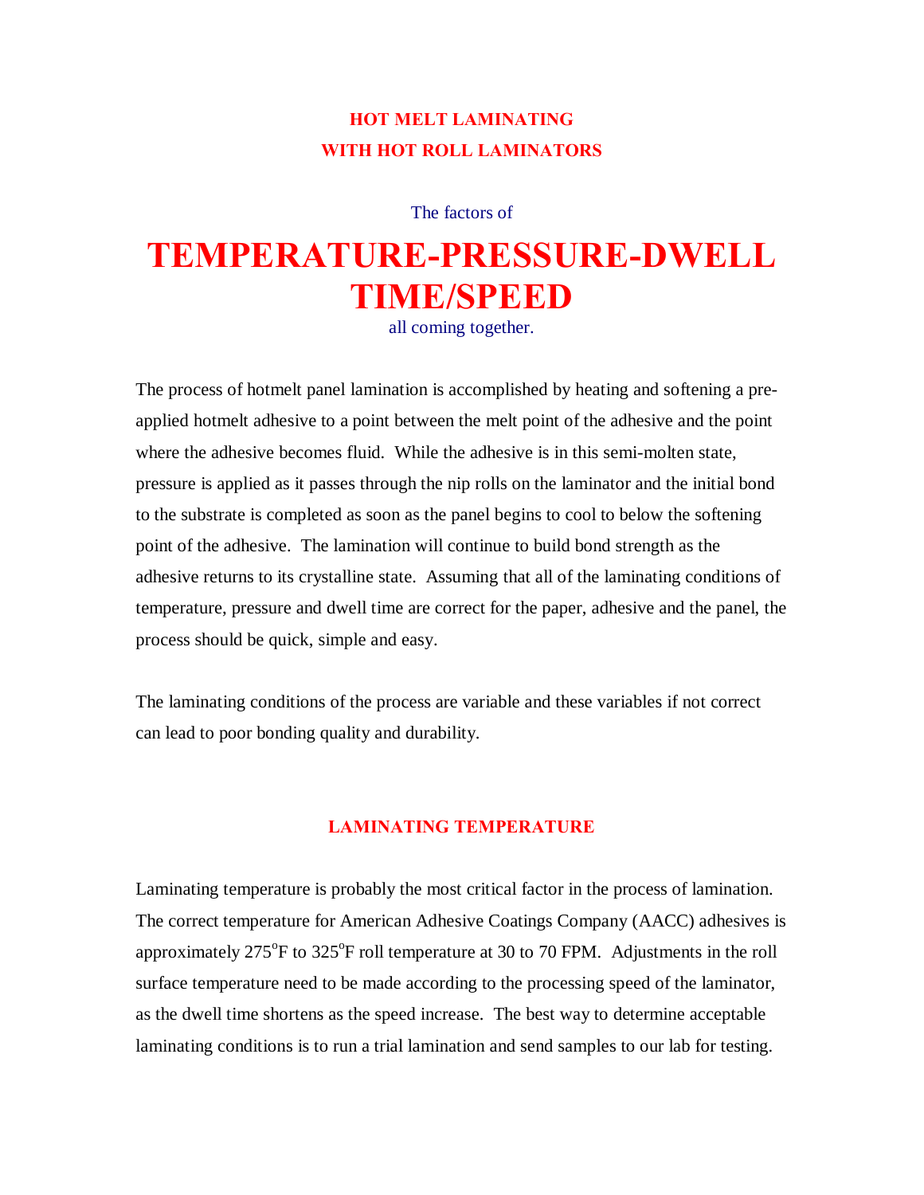## HOT MELT LAMINATING
## WITH HOT ROLL LAMINATORS

The factors of

# TEMPERATURE-PRESSURE-DWELL TIME/SPEED

all coming together.

The process of hotmelt panel lamination is accomplished by heating and softening a pre-applied hotmelt adhesive to a point between the melt point of the adhesive and the point where the adhesive becomes fluid. While the adhesive is in this semi-molten state, pressure is applied as it passes through the nip rolls on the laminator and the initial bond to the substrate is completed as soon as the panel begins to cool to below the softening point of the adhesive. The lamination will continue to build bond strength as the adhesive returns to its crystalline state. Assuming that all of the laminating conditions of temperature, pressure and dwell time are correct for the paper, adhesive and the panel, the process should be quick, simple and easy.

The laminating conditions of the process are variable and these variables if not correct can lead to poor bonding quality and durability.

## LAMINATING TEMPERATURE

Laminating temperature is probably the most critical factor in the process of lamination. The correct temperature for American Adhesive Coatings Company (AACC) adhesives is approximately 275°F to 325°F roll temperature at 30 to 70 FPM. Adjustments in the roll surface temperature need to be made according to the processing speed of the laminator, as the dwell time shortens as the speed increase. The best way to determine acceptable laminating conditions is to run a trial lamination and send samples to our lab for testing.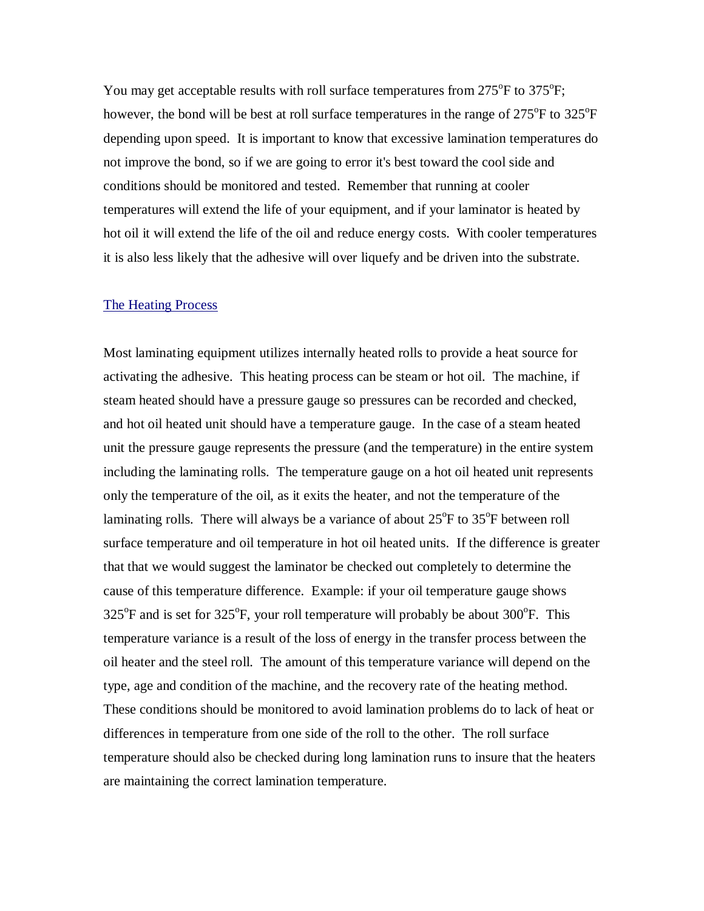You may get acceptable results with roll surface temperatures from 275°F to 375°F; however, the bond will be best at roll surface temperatures in the range of 275°F to 325°F depending upon speed. It is important to know that excessive lamination temperatures do not improve the bond, so if we are going to error it's best toward the cool side and conditions should be monitored and tested. Remember that running at cooler temperatures will extend the life of your equipment, and if your laminator is heated by hot oil it will extend the life of the oil and reduce energy costs. With cooler temperatures it is also less likely that the adhesive will over liquefy and be driven into the substrate.

## The Heating Process

Most laminating equipment utilizes internally heated rolls to provide a heat source for activating the adhesive. This heating process can be steam or hot oil. The machine, if steam heated should have a pressure gauge so pressures can be recorded and checked, and hot oil heated unit should have a temperature gauge. In the case of a steam heated unit the pressure gauge represents the pressure (and the temperature) in the entire system including the laminating rolls. The temperature gauge on a hot oil heated unit represents only the temperature of the oil, as it exits the heater, and not the temperature of the laminating rolls. There will always be a variance of about 25°F to 35°F between roll surface temperature and oil temperature in hot oil heated units. If the difference is greater that that we would suggest the laminator be checked out completely to determine the cause of this temperature difference. Example: if your oil temperature gauge shows 325°F and is set for 325°F, your roll temperature will probably be about 300°F. This temperature variance is a result of the loss of energy in the transfer process between the oil heater and the steel roll. The amount of this temperature variance will depend on the type, age and condition of the machine, and the recovery rate of the heating method. These conditions should be monitored to avoid lamination problems do to lack of heat or differences in temperature from one side of the roll to the other. The roll surface temperature should also be checked during long lamination runs to insure that the heaters are maintaining the correct lamination temperature.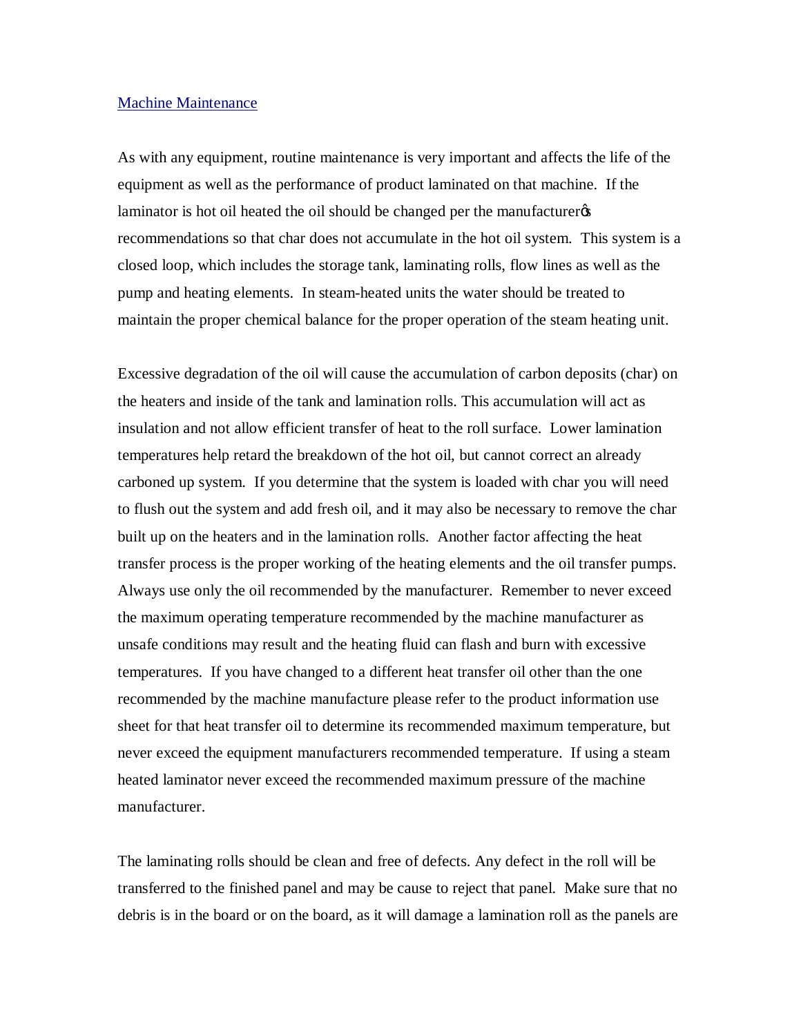## Machine Maintenance

As with any equipment, routine maintenance is very important and affects the life of the equipment as well as the performance of product laminated on that machine. If the laminator is hot oil heated the oil should be changed per the manufacturer's recommendations so that char does not accumulate in the hot oil system. This system is a closed loop, which includes the storage tank, laminating rolls, flow lines as well as the pump and heating elements. In steam-heated units the water should be treated to maintain the proper chemical balance for the proper operation of the steam heating unit.

Excessive degradation of the oil will cause the accumulation of carbon deposits (char) on the heaters and inside of the tank and lamination rolls. This accumulation will act as insulation and not allow efficient transfer of heat to the roll surface. Lower lamination temperatures help retard the breakdown of the hot oil, but cannot correct an already carboned up system. If you determine that the system is loaded with char you will need to flush out the system and add fresh oil, and it may also be necessary to remove the char built up on the heaters and in the lamination rolls. Another factor affecting the heat transfer process is the proper working of the heating elements and the oil transfer pumps. Always use only the oil recommended by the manufacturer. Remember to never exceed the maximum operating temperature recommended by the machine manufacturer as unsafe conditions may result and the heating fluid can flash and burn with excessive temperatures. If you have changed to a different heat transfer oil other than the one recommended by the machine manufacture please refer to the product information use sheet for that heat transfer oil to determine its recommended maximum temperature, but never exceed the equipment manufacturers recommended temperature. If using a steam heated laminator never exceed the recommended maximum pressure of the machine manufacturer.

The laminating rolls should be clean and free of defects. Any defect in the roll will be transferred to the finished panel and may be cause to reject that panel. Make sure that no debris is in the board or on the board, as it will damage a lamination roll as the panels are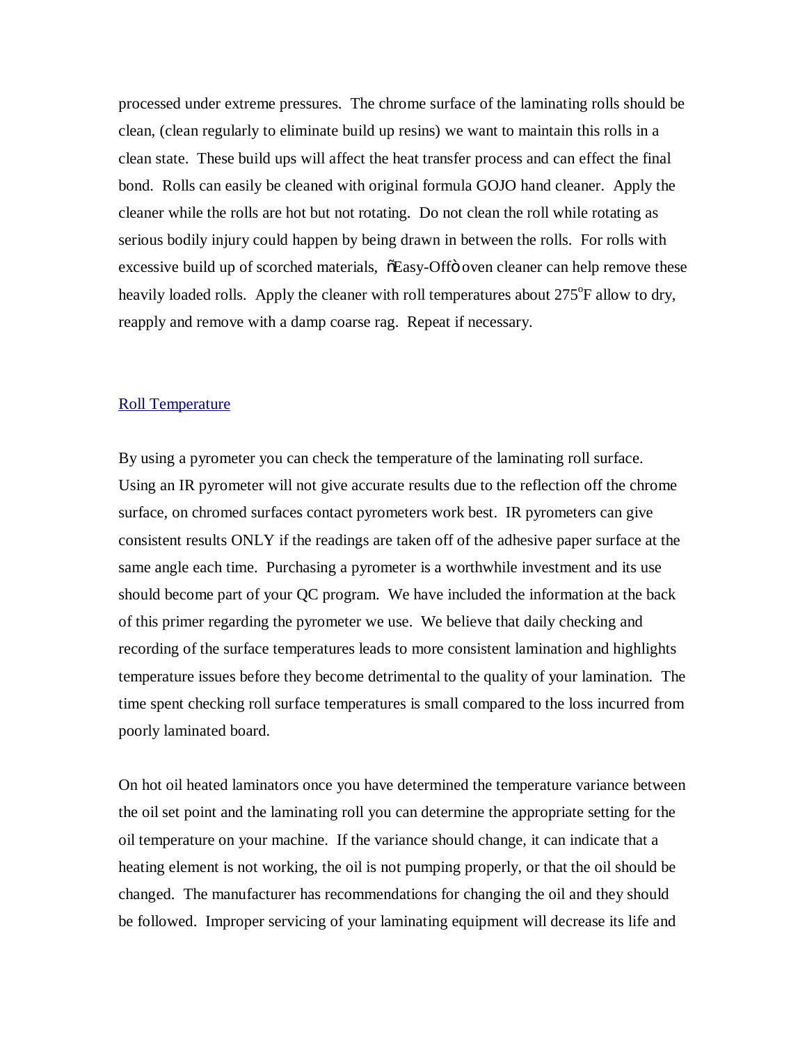processed under extreme pressures. The chrome surface of the laminating rolls should be clean, (clean regularly to eliminate build up resins) we want to maintain this rolls in a clean state. These build ups will affect the heat transfer process and can effect the final bond. Rolls can easily be cleaned with original formula GOJO hand cleaner. Apply the cleaner while the rolls are hot but not rotating. Do not clean the roll while rotating as serious bodily injury could happen by being drawn in between the rolls. For rolls with excessive build up of scorched materials, õEasy-Offö oven cleaner can help remove these heavily loaded rolls. Apply the cleaner with roll temperatures about 275°F allow to dry, reapply and remove with a damp coarse rag. Repeat if necessary.

## Roll Temperature

By using a pyrometer you can check the temperature of the laminating roll surface. Using an IR pyrometer will not give accurate results due to the reflection off the chrome surface, on chromed surfaces contact pyrometers work best. IR pyrometers can give consistent results ONLY if the readings are taken off of the adhesive paper surface at the same angle each time. Purchasing a pyrometer is a worthwhile investment and its use should become part of your QC program. We have included the information at the back of this primer regarding the pyrometer we use. We believe that daily checking and recording of the surface temperatures leads to more consistent lamination and highlights temperature issues before they become detrimental to the quality of your lamination. The time spent checking roll surface temperatures is small compared to the loss incurred from poorly laminated board.

On hot oil heated laminators once you have determined the temperature variance between the oil set point and the laminating roll you can determine the appropriate setting for the oil temperature on your machine. If the variance should change, it can indicate that a heating element is not working, the oil is not pumping properly, or that the oil should be changed. The manufacturer has recommendations for changing the oil and they should be followed. Improper servicing of your laminating equipment will decrease its life and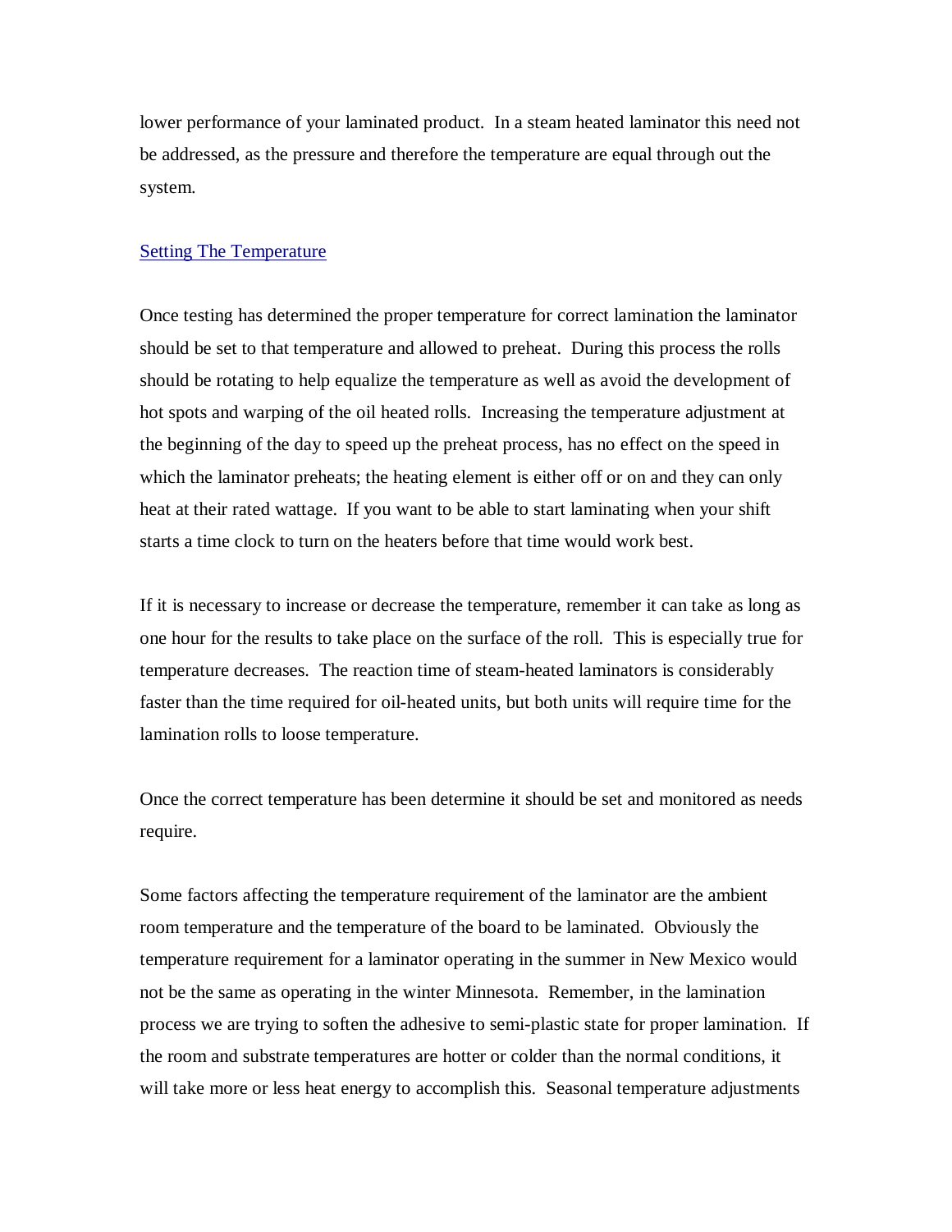lower performance of your laminated product. In a steam heated laminator this need not be addressed, as the pressure and therefore the temperature are equal through out the system.

## Setting The Temperature

Once testing has determined the proper temperature for correct lamination the laminator should be set to that temperature and allowed to preheat. During this process the rolls should be rotating to help equalize the temperature as well as avoid the development of hot spots and warping of the oil heated rolls. Increasing the temperature adjustment at the beginning of the day to speed up the preheat process, has no effect on the speed in which the laminator preheats; the heating element is either off or on and they can only heat at their rated wattage. If you want to be able to start laminating when your shift starts a time clock to turn on the heaters before that time would work best.

If it is necessary to increase or decrease the temperature, remember it can take as long as one hour for the results to take place on the surface of the roll. This is especially true for temperature decreases. The reaction time of steam-heated laminators is considerably faster than the time required for oil-heated units, but both units will require time for the lamination rolls to loose temperature.

Once the correct temperature has been determine it should be set and monitored as needs require.

Some factors affecting the temperature requirement of the laminator are the ambient room temperature and the temperature of the board to be laminated. Obviously the temperature requirement for a laminator operating in the summer in New Mexico would not be the same as operating in the winter Minnesota. Remember, in the lamination process we are trying to soften the adhesive to semi-plastic state for proper lamination. If the room and substrate temperatures are hotter or colder than the normal conditions, it will take more or less heat energy to accomplish this. Seasonal temperature adjustments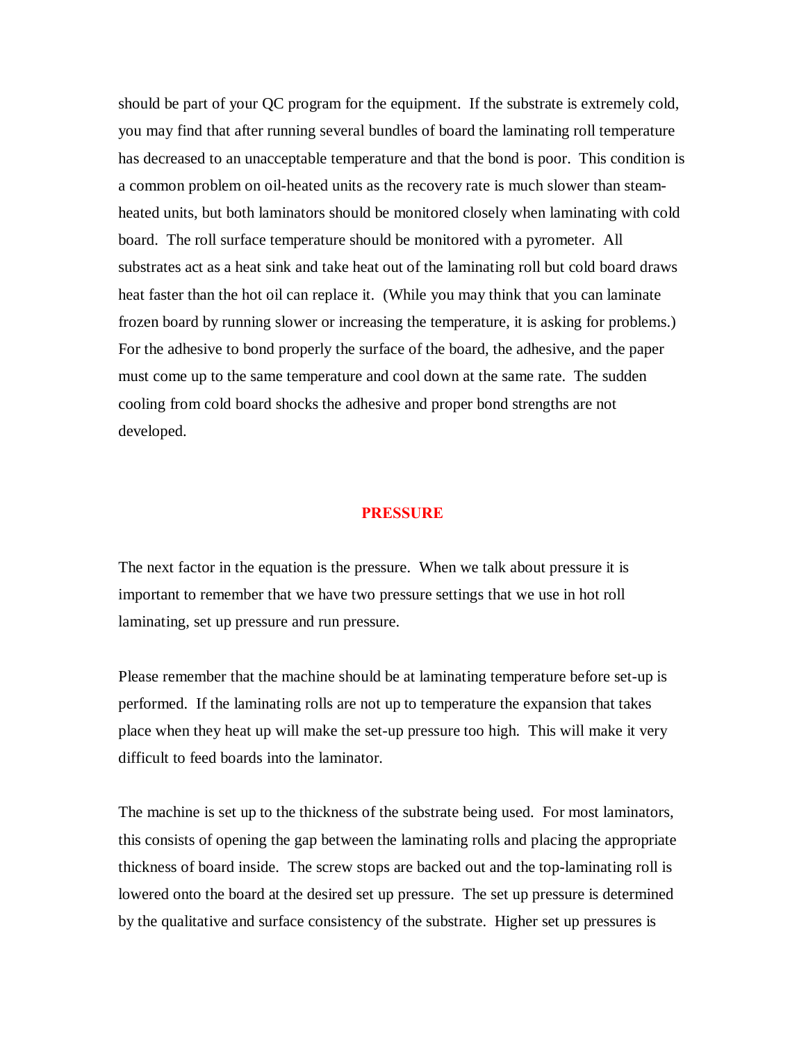should be part of your QC program for the equipment.  If the substrate is extremely cold, you may find that after running several bundles of board the laminating roll temperature has decreased to an unacceptable temperature and that the bond is poor.  This condition is a common problem on oil-heated units as the recovery rate is much slower than steam-heated units, but both laminators should be monitored closely when laminating with cold board.  The roll surface temperature should be monitored with a pyrometer.  All substrates act as a heat sink and take heat out of the laminating roll but cold board draws heat faster than the hot oil can replace it.  (While you may think that you can laminate frozen board by running slower or increasing the temperature, it is asking for problems.)  For the adhesive to bond properly the surface of the board, the adhesive, and the paper must come up to the same temperature and cool down at the same rate.  The sudden cooling from cold board shocks the adhesive and proper bond strengths are not developed.

## PRESSURE

The next factor in the equation is the pressure.  When we talk about pressure it is important to remember that we have two pressure settings that we use in hot roll laminating, set up pressure and run pressure.

Please remember that the machine should be at laminating temperature before set-up is performed.  If the laminating rolls are not up to temperature the expansion that takes place when they heat up will make the set-up pressure too high.  This will make it very difficult to feed boards into the laminator.

The machine is set up to the thickness of the substrate being used.  For most laminators, this consists of opening the gap between the laminating rolls and placing the appropriate thickness of board inside.  The screw stops are backed out and the top-laminating roll is lowered onto the board at the desired set up pressure.  The set up pressure is determined by the qualitative and surface consistency of the substrate.  Higher set up pressures is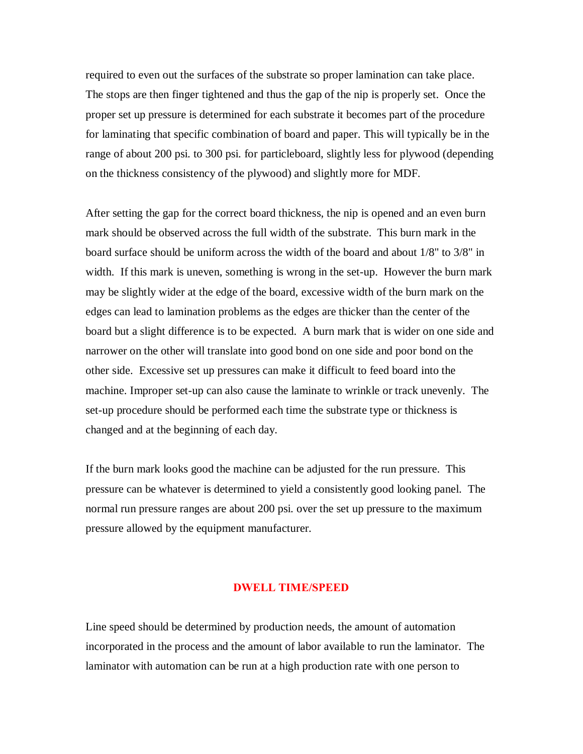required to even out the surfaces of the substrate so proper lamination can take place. The stops are then finger tightened and thus the gap of the nip is properly set. Once the proper set up pressure is determined for each substrate it becomes part of the procedure for laminating that specific combination of board and paper. This will typically be in the range of about 200 psi. to 300 psi. for particleboard, slightly less for plywood (depending on the thickness consistency of the plywood) and slightly more for MDF.

After setting the gap for the correct board thickness, the nip is opened and an even burn mark should be observed across the full width of the substrate. This burn mark in the board surface should be uniform across the width of the board and about 1/8" to 3/8" in width. If this mark is uneven, something is wrong in the set-up. However the burn mark may be slightly wider at the edge of the board, excessive width of the burn mark on the edges can lead to lamination problems as the edges are thicker than the center of the board but a slight difference is to be expected. A burn mark that is wider on one side and narrower on the other will translate into good bond on one side and poor bond on the other side. Excessive set up pressures can make it difficult to feed board into the machine. Improper set-up can also cause the laminate to wrinkle or track unevenly. The set-up procedure should be performed each time the substrate type or thickness is changed and at the beginning of each day.

If the burn mark looks good the machine can be adjusted for the run pressure. This pressure can be whatever is determined to yield a consistently good looking panel. The normal run pressure ranges are about 200 psi. over the set up pressure to the maximum pressure allowed by the equipment manufacturer.

## DWELL TIME/SPEED

Line speed should be determined by production needs, the amount of automation incorporated in the process and the amount of labor available to run the laminator. The laminator with automation can be run at a high production rate with one person to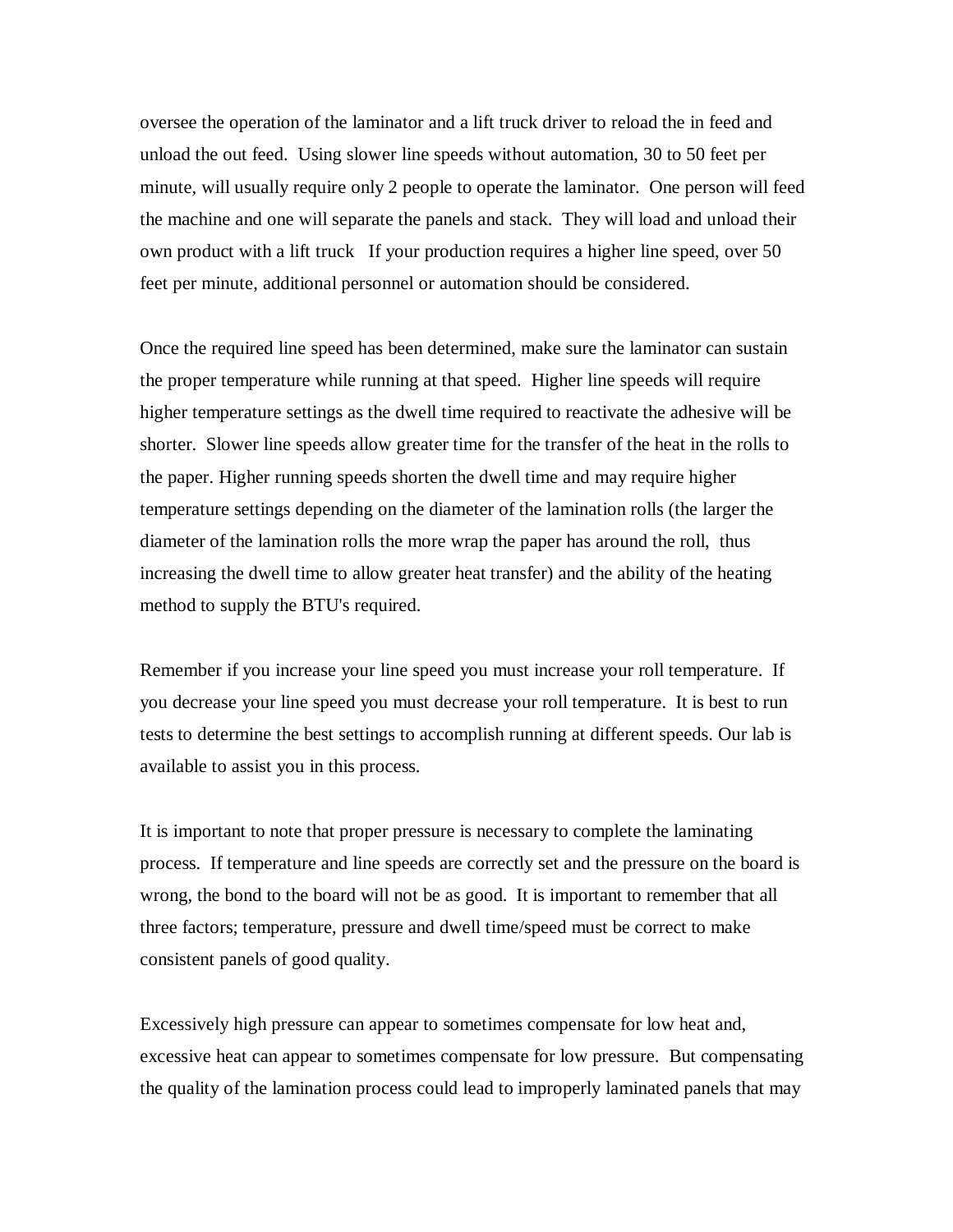oversee the operation of the laminator and a lift truck driver to reload the in feed and unload the out feed. Using slower line speeds without automation, 30 to 50 feet per minute, will usually require only 2 people to operate the laminator. One person will feed the machine and one will separate the panels and stack. They will load and unload their own product with a lift truck If your production requires a higher line speed, over 50 feet per minute, additional personnel or automation should be considered.

Once the required line speed has been determined, make sure the laminator can sustain the proper temperature while running at that speed. Higher line speeds will require higher temperature settings as the dwell time required to reactivate the adhesive will be shorter. Slower line speeds allow greater time for the transfer of the heat in the rolls to the paper. Higher running speeds shorten the dwell time and may require higher temperature settings depending on the diameter of the lamination rolls (the larger the diameter of the lamination rolls the more wrap the paper has around the roll, thus increasing the dwell time to allow greater heat transfer) and the ability of the heating method to supply the BTU's required.

Remember if you increase your line speed you must increase your roll temperature. If you decrease your line speed you must decrease your roll temperature. It is best to run tests to determine the best settings to accomplish running at different speeds. Our lab is available to assist you in this process.

It is important to note that proper pressure is necessary to complete the laminating process. If temperature and line speeds are correctly set and the pressure on the board is wrong, the bond to the board will not be as good. It is important to remember that all three factors; temperature, pressure and dwell time/speed must be correct to make consistent panels of good quality.

Excessively high pressure can appear to sometimes compensate for low heat and, excessive heat can appear to sometimes compensate for low pressure. But compensating the quality of the lamination process could lead to improperly laminated panels that may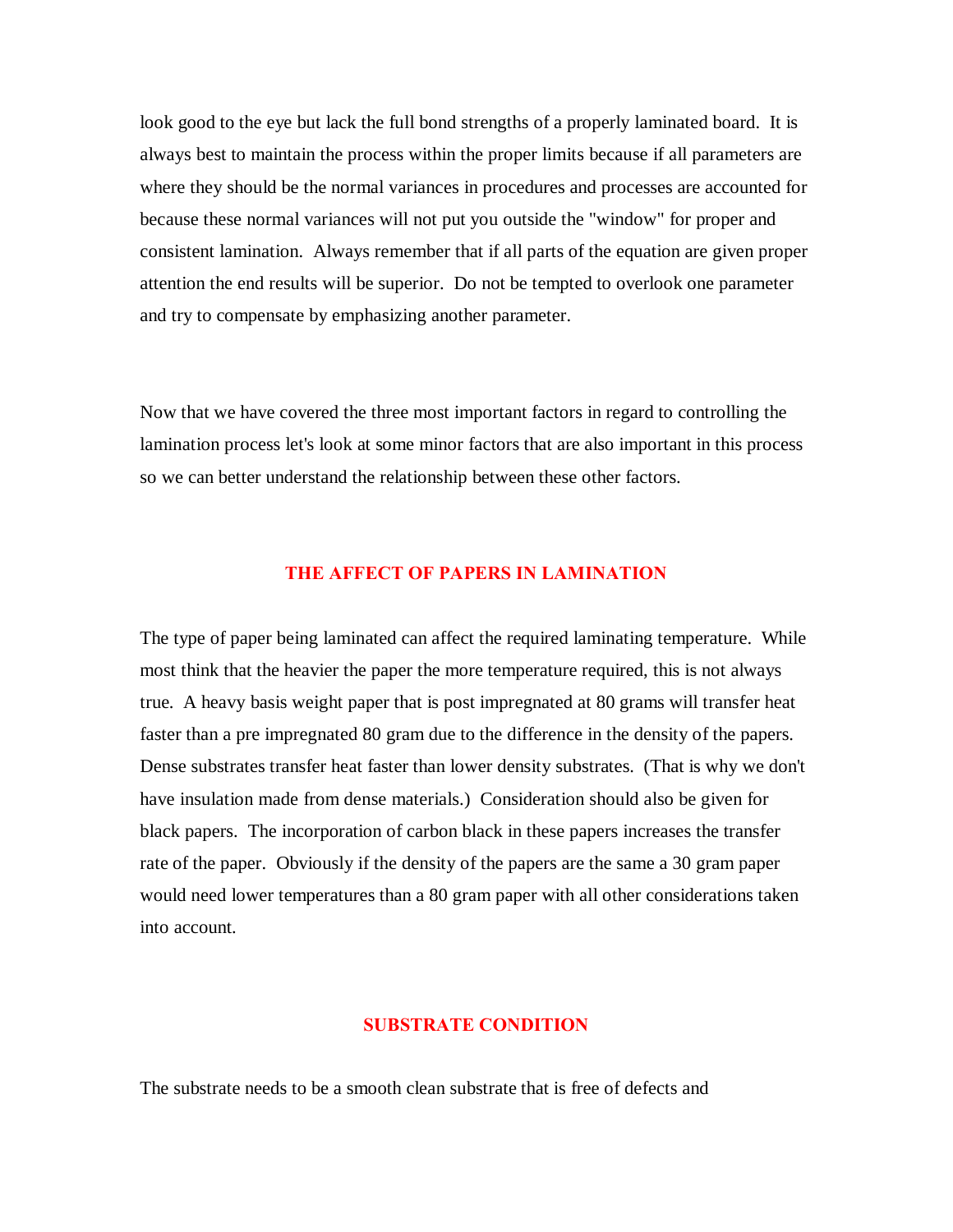look good to the eye but lack the full bond strengths of a properly laminated board. It is always best to maintain the process within the proper limits because if all parameters are where they should be the normal variances in procedures and processes are accounted for because these normal variances will not put you outside the "window" for proper and consistent lamination. Always remember that if all parts of the equation are given proper attention the end results will be superior. Do not be tempted to overlook one parameter and try to compensate by emphasizing another parameter.

Now that we have covered the three most important factors in regard to controlling the lamination process let's look at some minor factors that are also important in this process so we can better understand the relationship between these other factors.

## THE AFFECT OF PAPERS IN LAMINATION

The type of paper being laminated can affect the required laminating temperature. While most think that the heavier the paper the more temperature required, this is not always true. A heavy basis weight paper that is post impregnated at 80 grams will transfer heat faster than a pre impregnated 80 gram due to the difference in the density of the papers. Dense substrates transfer heat faster than lower density substrates. (That is why we don't have insulation made from dense materials.) Consideration should also be given for black papers. The incorporation of carbon black in these papers increases the transfer rate of the paper. Obviously if the density of the papers are the same a 30 gram paper would need lower temperatures than a 80 gram paper with all other considerations taken into account.

## SUBSTRATE CONDITION

The substrate needs to be a smooth clean substrate that is free of defects and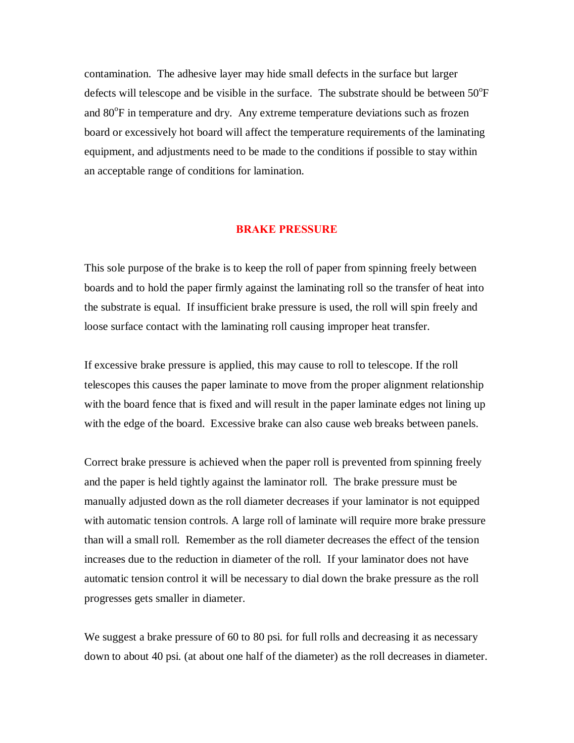contamination. The adhesive layer may hide small defects in the surface but larger defects will telescope and be visible in the surface. The substrate should be between 50$^{o}$F and 80$^{o}$F in temperature and dry. Any extreme temperature deviations such as frozen board or excessively hot board will affect the temperature requirements of the laminating equipment, and adjustments need to be made to the conditions if possible to stay within an acceptable range of conditions for lamination.

## BRAKE PRESSURE

This sole purpose of the brake is to keep the roll of paper from spinning freely between boards and to hold the paper firmly against the laminating roll so the transfer of heat into the substrate is equal. If insufficient brake pressure is used, the roll will spin freely and loose surface contact with the laminating roll causing improper heat transfer.

If excessive brake pressure is applied, this may cause to roll to telescope. If the roll telescopes this causes the paper laminate to move from the proper alignment relationship with the board fence that is fixed and will result in the paper laminate edges not lining up with the edge of the board. Excessive brake can also cause web breaks between panels.

Correct brake pressure is achieved when the paper roll is prevented from spinning freely and the paper is held tightly against the laminator roll. The brake pressure must be manually adjusted down as the roll diameter decreases if your laminator is not equipped with automatic tension controls. A large roll of laminate will require more brake pressure than will a small roll. Remember as the roll diameter decreases the effect of the tension increases due to the reduction in diameter of the roll. If your laminator does not have automatic tension control it will be necessary to dial down the brake pressure as the roll progresses gets smaller in diameter.

We suggest a brake pressure of 60 to 80 psi. for full rolls and decreasing it as necessary down to about 40 psi. (at about one half of the diameter) as the roll decreases in diameter.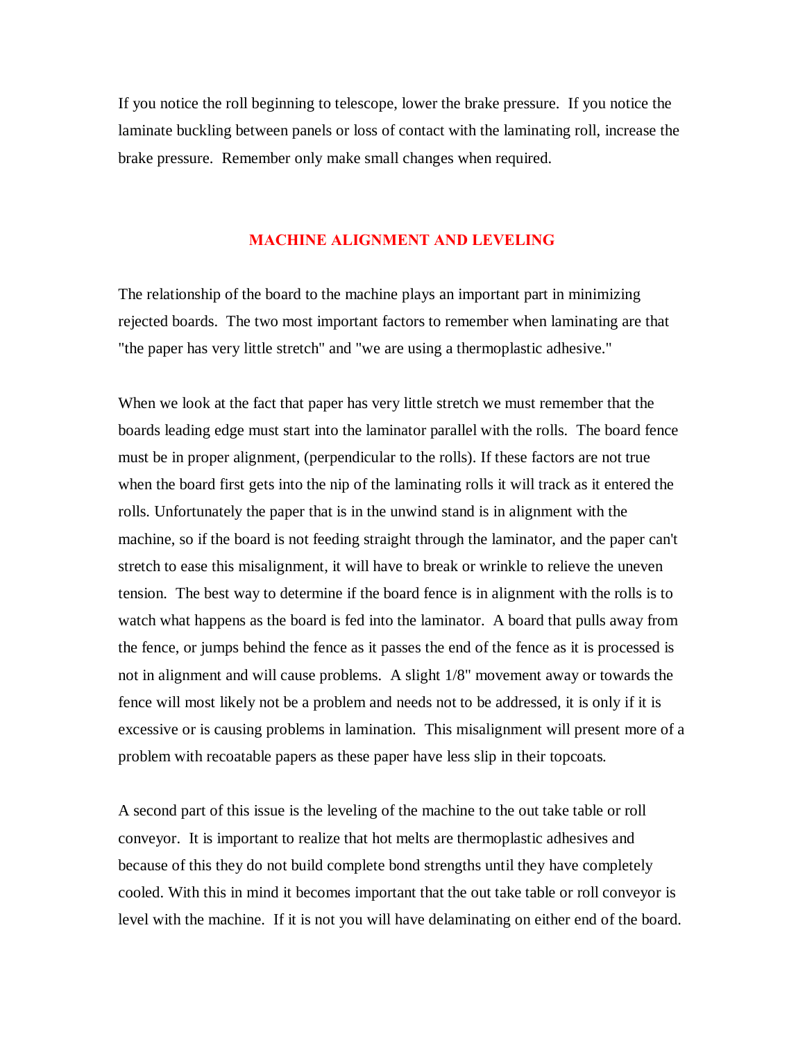If you notice the roll beginning to telescope, lower the brake pressure. If you notice the laminate buckling between panels or loss of contact with the laminating roll, increase the brake pressure. Remember only make small changes when required.

## MACHINE ALIGNMENT AND LEVELING

The relationship of the board to the machine plays an important part in minimizing rejected boards. The two most important factors to remember when laminating are that "the paper has very little stretch" and "we are using a thermoplastic adhesive."

When we look at the fact that paper has very little stretch we must remember that the boards leading edge must start into the laminator parallel with the rolls. The board fence must be in proper alignment, (perpendicular to the rolls). If these factors are not true when the board first gets into the nip of the laminating rolls it will track as it entered the rolls. Unfortunately the paper that is in the unwind stand is in alignment with the machine, so if the board is not feeding straight through the laminator, and the paper can't stretch to ease this misalignment, it will have to break or wrinkle to relieve the uneven tension. The best way to determine if the board fence is in alignment with the rolls is to watch what happens as the board is fed into the laminator. A board that pulls away from the fence, or jumps behind the fence as it passes the end of the fence as it is processed is not in alignment and will cause problems. A slight 1/8" movement away or towards the fence will most likely not be a problem and needs not to be addressed, it is only if it is excessive or is causing problems in lamination. This misalignment will present more of a problem with recoatable papers as these paper have less slip in their topcoats.

A second part of this issue is the leveling of the machine to the out take table or roll conveyor. It is important to realize that hot melts are thermoplastic adhesives and because of this they do not build complete bond strengths until they have completely cooled. With this in mind it becomes important that the out take table or roll conveyor is level with the machine. If it is not you will have delaminating on either end of the board.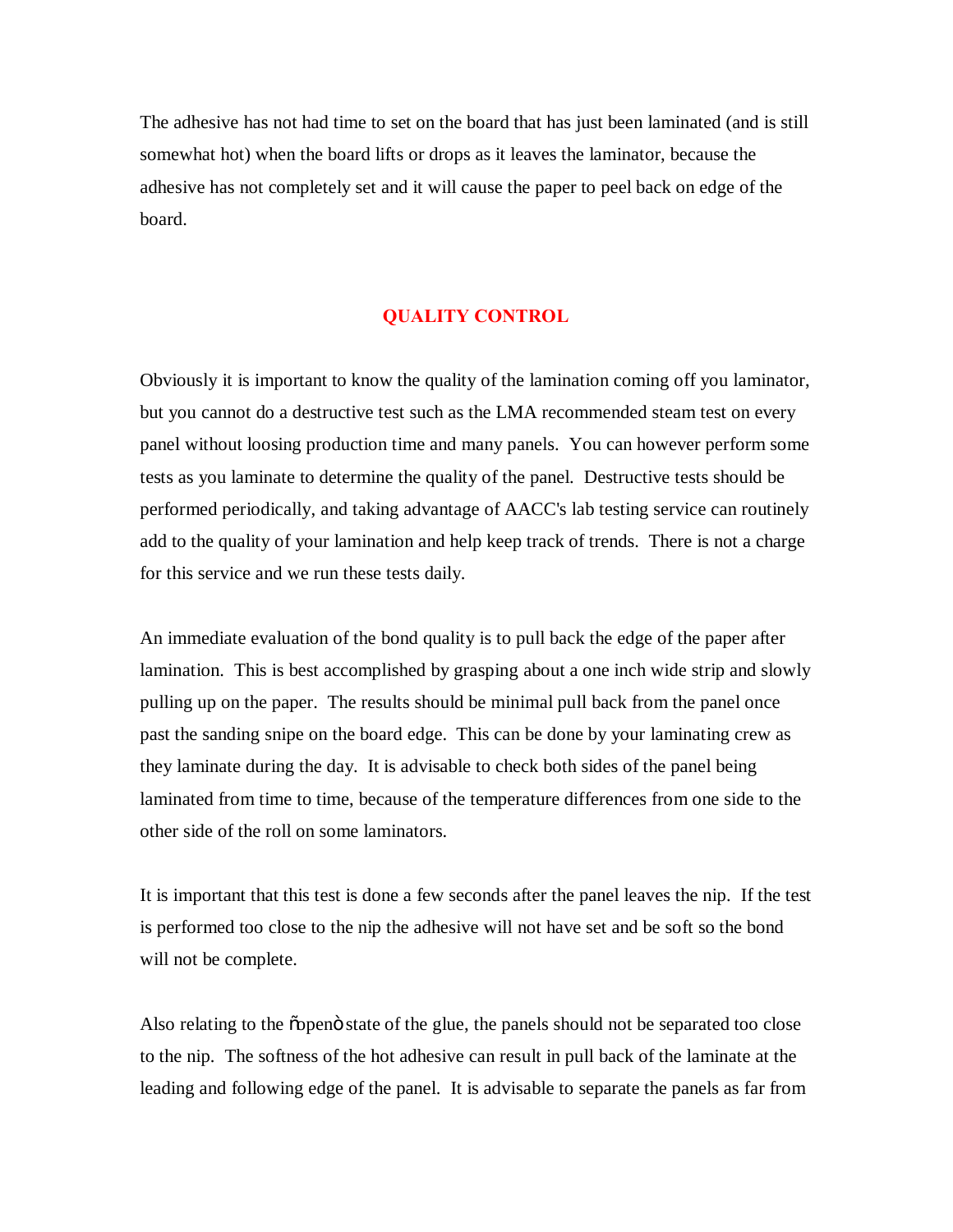The adhesive has not had time to set on the board that has just been laminated (and is still somewhat hot) when the board lifts or drops as it leaves the laminator, because the adhesive has not completely set and it will cause the paper to peel back on edge of the board.

## QUALITY CONTROL

Obviously it is important to know the quality of the lamination coming off you laminator, but you cannot do a destructive test such as the LMA recommended steam test on every panel without loosing production time and many panels. You can however perform some tests as you laminate to determine the quality of the panel. Destructive tests should be performed periodically, and taking advantage of AACC's lab testing service can routinely add to the quality of your lamination and help keep track of trends. There is not a charge for this service and we run these tests daily.

An immediate evaluation of the bond quality is to pull back the edge of the paper after lamination. This is best accomplished by grasping about a one inch wide strip and slowly pulling up on the paper. The results should be minimal pull back from the panel once past the sanding snipe on the board edge. This can be done by your laminating crew as they laminate during the day. It is advisable to check both sides of the panel being laminated from time to time, because of the temperature differences from one side to the other side of the roll on some laminators.

It is important that this test is done a few seconds after the panel leaves the nip. If the test is performed too close to the nip the adhesive will not have set and be soft so the bond will not be complete.

Also relating to the õopenö state of the glue, the panels should not be separated too close to the nip. The softness of the hot adhesive can result in pull back of the laminate at the leading and following edge of the panel. It is advisable to separate the panels as far from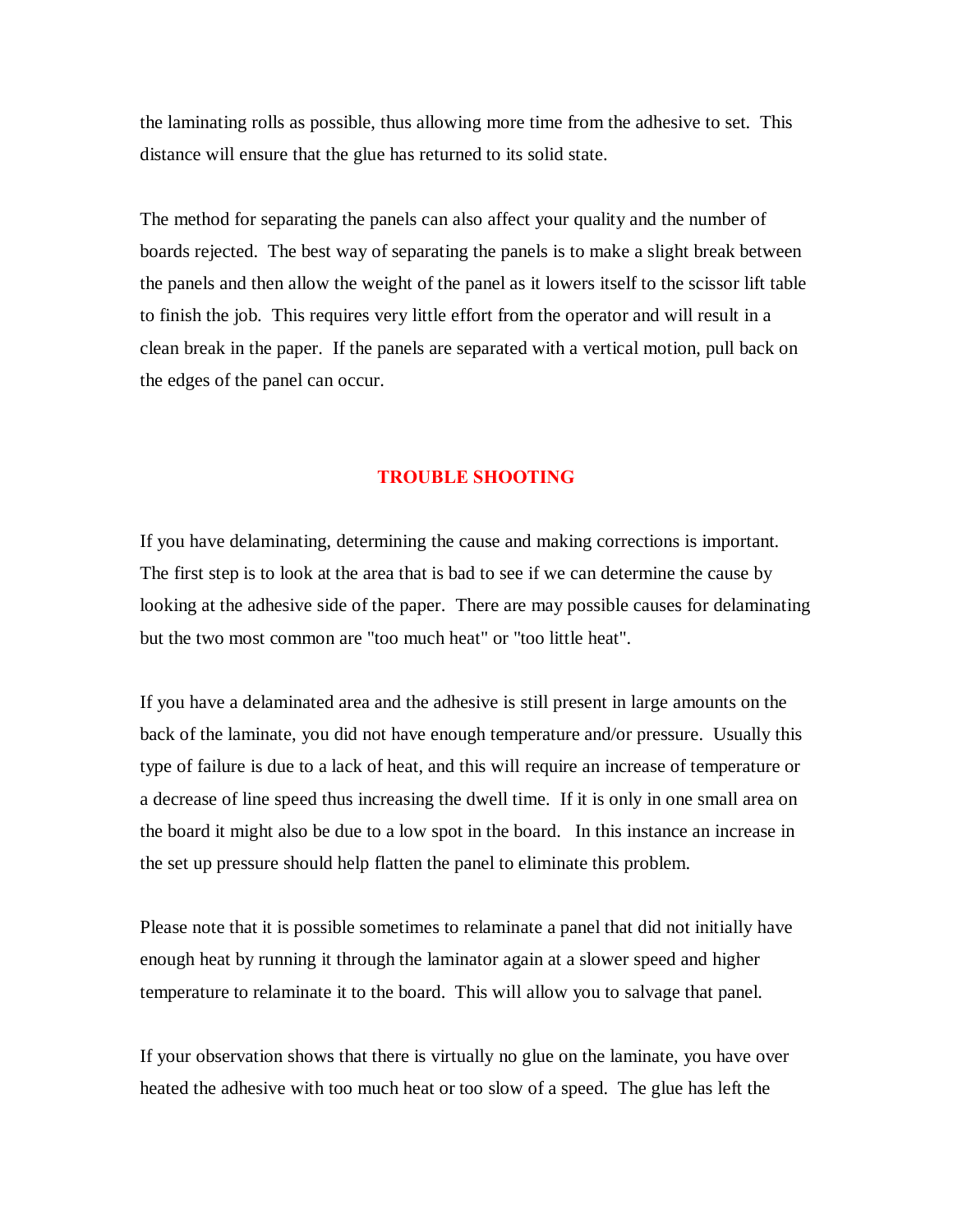the laminating rolls as possible, thus allowing more time from the adhesive to set. This distance will ensure that the glue has returned to its solid state.

The method for separating the panels can also affect your quality and the number of boards rejected. The best way of separating the panels is to make a slight break between the panels and then allow the weight of the panel as it lowers itself to the scissor lift table to finish the job. This requires very little effort from the operator and will result in a clean break in the paper. If the panels are separated with a vertical motion, pull back on the edges of the panel can occur.

## TROUBLE SHOOTING

If you have delaminating, determining the cause and making corrections is important. The first step is to look at the area that is bad to see if we can determine the cause by looking at the adhesive side of the paper. There are may possible causes for delaminating but the two most common are "too much heat" or "too little heat".

If you have a delaminated area and the adhesive is still present in large amounts on the back of the laminate, you did not have enough temperature and/or pressure. Usually this type of failure is due to a lack of heat, and this will require an increase of temperature or a decrease of line speed thus increasing the dwell time. If it is only in one small area on the board it might also be due to a low spot in the board. In this instance an increase in the set up pressure should help flatten the panel to eliminate this problem.

Please note that it is possible sometimes to relaminate a panel that did not initially have enough heat by running it through the laminator again at a slower speed and higher temperature to relaminate it to the board. This will allow you to salvage that panel.

If your observation shows that there is virtually no glue on the laminate, you have over heated the adhesive with too much heat or too slow of a speed. The glue has left the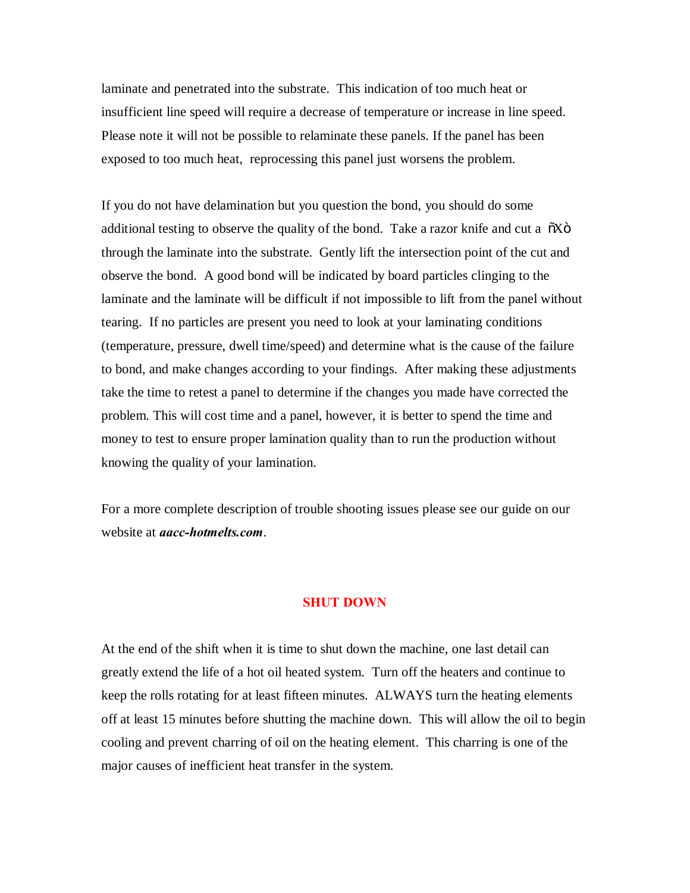laminate and penetrated into the substrate. This indication of too much heat or insufficient line speed will require a decrease of temperature or increase in line speed. Please note it will not be possible to relaminate these panels. If the panel has been exposed to too much heat, reprocessing this panel just worsens the problem.

If you do not have delamination but you question the bond, you should do some additional testing to observe the quality of the bond. Take a razor knife and cut a ñXò through the laminate into the substrate. Gently lift the intersection point of the cut and observe the bond. A good bond will be indicated by board particles clinging to the laminate and the laminate will be difficult if not impossible to lift from the panel without tearing. If no particles are present you need to look at your laminating conditions (temperature, pressure, dwell time/speed) and determine what is the cause of the failure to bond, and make changes according to your findings. After making these adjustments take the time to retest a panel to determine if the changes you made have corrected the problem. This will cost time and a panel, however, it is better to spend the time and money to test to ensure proper lamination quality than to run the production without knowing the quality of your lamination.

For a more complete description of trouble shooting issues please see our guide on our website at ***aacc-hotmelts.com***.

## SHUT DOWN

At the end of the shift when it is time to shut down the machine, one last detail can greatly extend the life of a hot oil heated system. Turn off the heaters and continue to keep the rolls rotating for at least fifteen minutes. ALWAYS turn the heating elements off at least 15 minutes before shutting the machine down. This will allow the oil to begin cooling and prevent charring of oil on the heating element. This charring is one of the major causes of inefficient heat transfer in the system.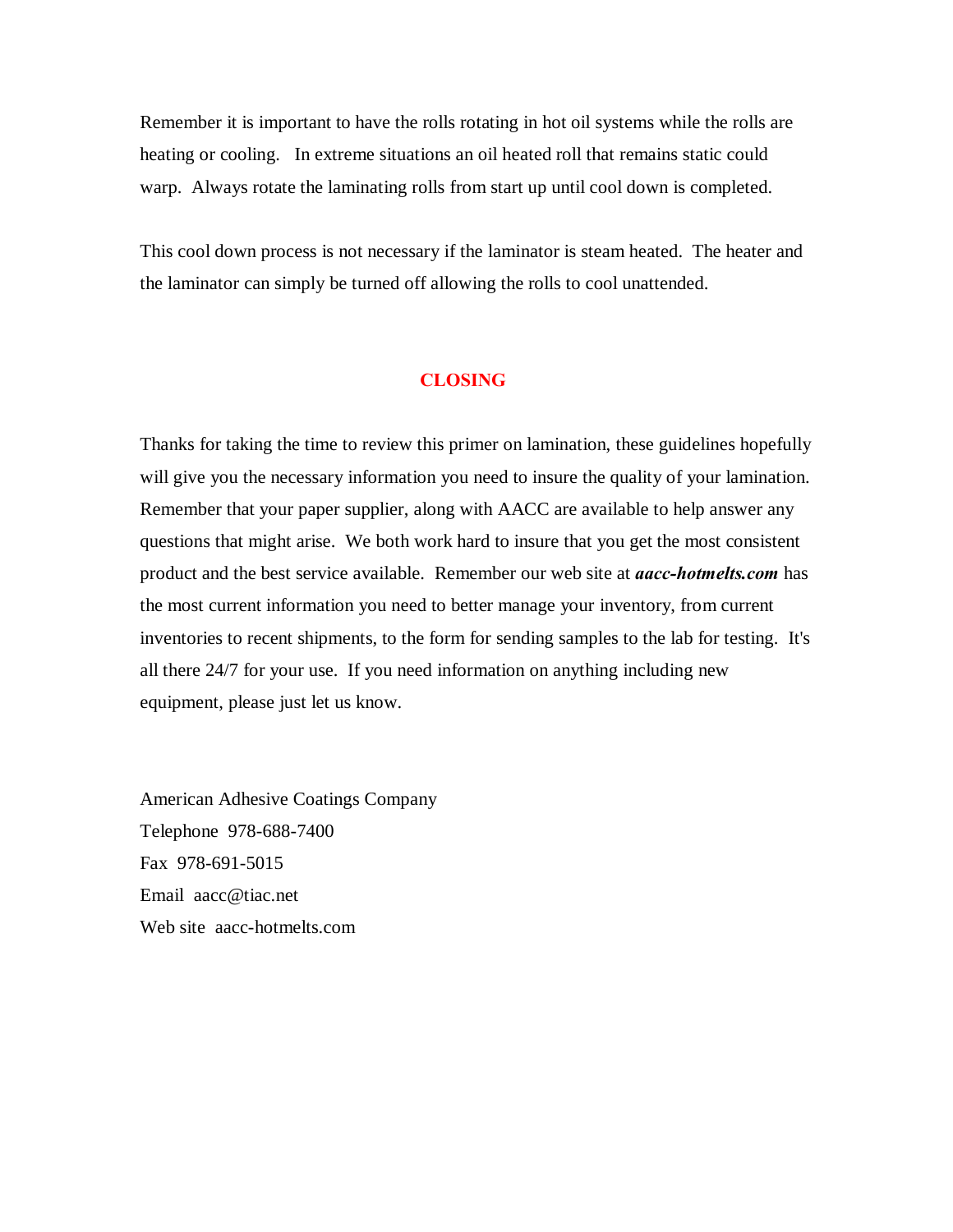Remember it is important to have the rolls rotating in hot oil systems while the rolls are heating or cooling. In extreme situations an oil heated roll that remains static could warp. Always rotate the laminating rolls from start up until cool down is completed.

This cool down process is not necessary if the laminator is steam heated. The heater and the laminator can simply be turned off allowing the rolls to cool unattended.

## CLOSING

Thanks for taking the time to review this primer on lamination, these guidelines hopefully will give you the necessary information you need to insure the quality of your lamination. Remember that your paper supplier, along with AACC are available to help answer any questions that might arise. We both work hard to insure that you get the most consistent product and the best service available. Remember our web site at ***aacc-hotmelts.com*** has the most current information you need to better manage your inventory, from current inventories to recent shipments, to the form for sending samples to the lab for testing. It's all there 24/7 for your use. If you need information on anything including new equipment, please just let us know.

American Adhesive Coatings Company
Telephone 978-688-7400
Fax 978-691-5015
Email aacc@tiac.net
Web site aacc-hotmelts.com